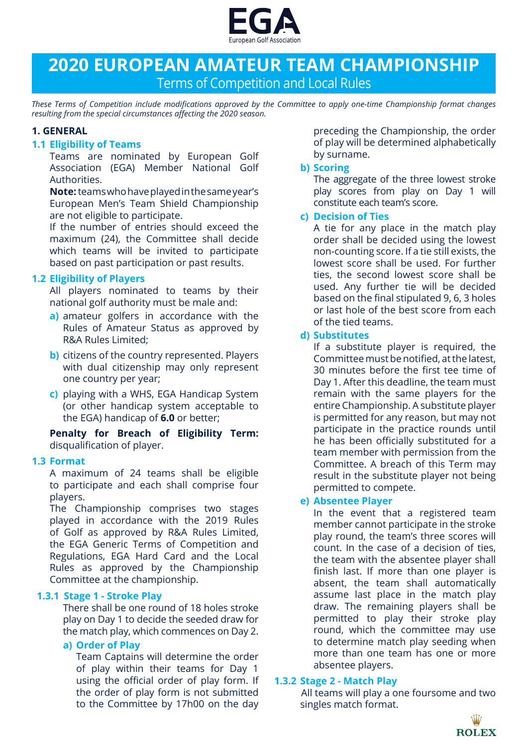EGA
European Golf Association

# 2020 EUROPEAN AMATEUR TEAM CHAMPIONSHIP

## Terms of Competition and Local Rules

*These Terms of Competition include modifications approved by the Committee to apply one-time Championship format changes resulting from the special circumstances affecting the 2020 season.*

### 1. GENERAL

#### 1.1 Eligibility of Teams

Teams are nominated by European Golf Association (EGA) Member National Golf Authorities.

**Note:** teams who have played in the same year's European Men's Team Shield Championship are not eligible to participate.

If the number of entries should exceed the maximum (24), the Committee shall decide which teams will be invited to participate based on past participation or past results.

#### 1.2 Eligibility of Players

All players nominated to teams by their national golf authority must be male and:

- **a)** amateur golfers in accordance with the Rules of Amateur Status as approved by R&A Rules Limited;
- **b)** citizens of the country represented. Players with dual citizenship may only represent one country per year;
- **c)** playing with a WHS, EGA Handicap System (or other handicap system acceptable to the EGA) handicap of **6.0** or better;

**Penalty for Breach of Eligibility Term:** disqualification of player.

#### 1.3 Format

A maximum of 24 teams shall be eligible to participate and each shall comprise four players.

The Championship comprises two stages played in accordance with the 2019 Rules of Golf as approved by R&A Rules Limited, the EGA Generic Terms of Competition and Regulations, EGA Hard Card and the Local Rules as approved by the Championship Committee at the championship.

##### 1.3.1 Stage 1 - Stroke Play

There shall be one round of 18 holes stroke play on Day 1 to decide the seeded draw for the match play, which commences on Day 2.

**a) Order of Play**

Team Captains will determine the order of play within their teams for Day 1 using the official order of play form. If the order of play form is not submitted to the Committee by 17h00 on the day preceding the Championship, the order of play will be determined alphabetically by surname.

**b) Scoring**

The aggregate of the three lowest stroke play scores from play on Day 1 will constitute each team's score.

**c) Decision of Ties**

A tie for any place in the match play order shall be decided using the lowest non-counting score. If a tie still exists, the lowest score shall be used. For further ties, the second lowest score shall be used. Any further tie will be decided based on the final stipulated 9, 6, 3 holes or last hole of the best score from each of the tied teams.

**d) Substitutes**

If a substitute player is required, the Committee must be notified, at the latest, 30 minutes before the first tee time of Day 1. After this deadline, the team must remain with the same players for the entire Championship. A substitute player is permitted for any reason, but may not participate in the practice rounds until he has been officially substituted for a team member with permission from the Committee. A breach of this Term may result in the substitute player not being permitted to compete.

**e) Absentee Player**

In the event that a registered team member cannot participate in the stroke play round, the team's three scores will count. In the case of a decision of ties, the team with the absentee player shall finish last. If more than one player is absent, the team shall automatically assume last place in the match play draw. The remaining players shall be permitted to play their stroke play round, which the committee may use to determine match play seeding when more than one team has one or more absentee players.

##### 1.3.2 Stage 2 - Match Play

All teams will play a one foursome and two singles match format.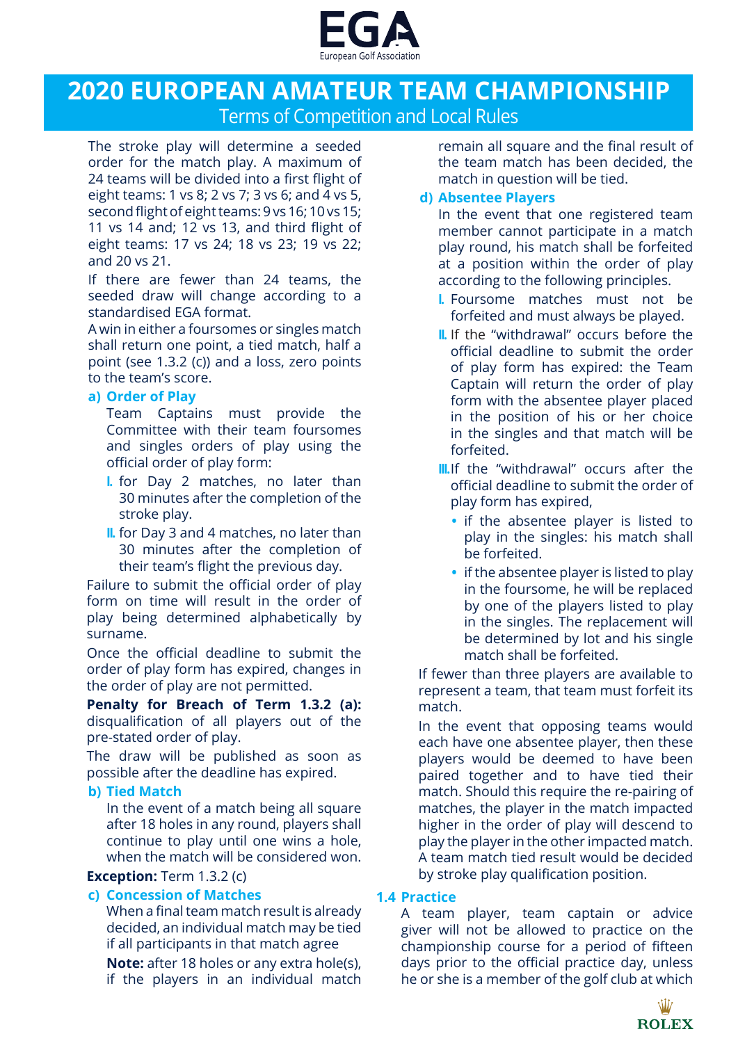The stroke play will determine a seeded order for the match play. A maximum of 24 teams will be divided into a first flight of eight teams: 1 vs 8; 2 vs 7; 3 vs 6; and 4 vs 5, second flight of eight teams: 9 vs 16; 10 vs 15; 11 vs 14 and; 12 vs 13, and third flight of eight teams: 17 vs 24; 18 vs 23; 19 vs 22; and 20 vs 21.

If there are fewer than 24 teams, the seeded draw will change according to a standardised EGA format.

A win in either a foursomes or singles match shall return one point, a tied match, half a point (see 1.3.2 (c)) and a loss, zero points to the team's score.

**a) Order of Play**

Team Captains must provide the Committee with their team foursomes and singles orders of play using the official order of play form:

I. for Day 2 matches, no later than 30 minutes after the completion of the stroke play.

II. for Day 3 and 4 matches, no later than 30 minutes after the completion of their team's flight the previous day.

Failure to submit the official order of play form on time will result in the order of play being determined alphabetically by surname.

Once the official deadline to submit the order of play form has expired, changes in the order of play are not permitted.

**Penalty for Breach of Term 1.3.2 (a):** disqualification of all players out of the pre-stated order of play.

The draw will be published as soon as possible after the deadline has expired.

**b) Tied Match**

In the event of a match being all square after 18 holes in any round, players shall continue to play until one wins a hole, when the match will be considered won.

**Exception:** Term 1.3.2 (c)

**c) Concession of Matches**

When a final team match result is already decided, an individual match may be tied if all participants in that match agree

**Note:** after 18 holes or any extra hole(s), if the players in an individual match remain all square and the final result of the team match has been decided, the match in question will be tied.

**d) Absentee Players**

In the event that one registered team member cannot participate in a match play round, his match shall be forfeited at a position within the order of play according to the following principles.

I. Foursome matches must not be forfeited and must always be played.

II. If the "withdrawal" occurs before the official deadline to submit the order of play form has expired: the Team Captain will return the order of play form with the absentee player placed in the position of his or her choice in the singles and that match will be forfeited.

III. If the "withdrawal" occurs after the official deadline to submit the order of play form has expired,

- if the absentee player is listed to play in the singles: his match shall be forfeited.
- if the absentee player is listed to play in the foursome, he will be replaced by one of the players listed to play in the singles. The replacement will be determined by lot and his single match shall be forfeited.

If fewer than three players are available to represent a team, that team must forfeit its match.

In the event that opposing teams would each have one absentee player, then these players would be deemed to have been paired together and to have tied their match. Should this require the re-pairing of matches, the player in the match impacted higher in the order of play will descend to play the player in the other impacted match. A team match tied result would be decided by stroke play qualification position.

## 1.4 Practice

A team player, team captain or advice giver will not be allowed to practice on the championship course for a period of fifteen days prior to the official practice day, unless he or she is a member of the golf club at which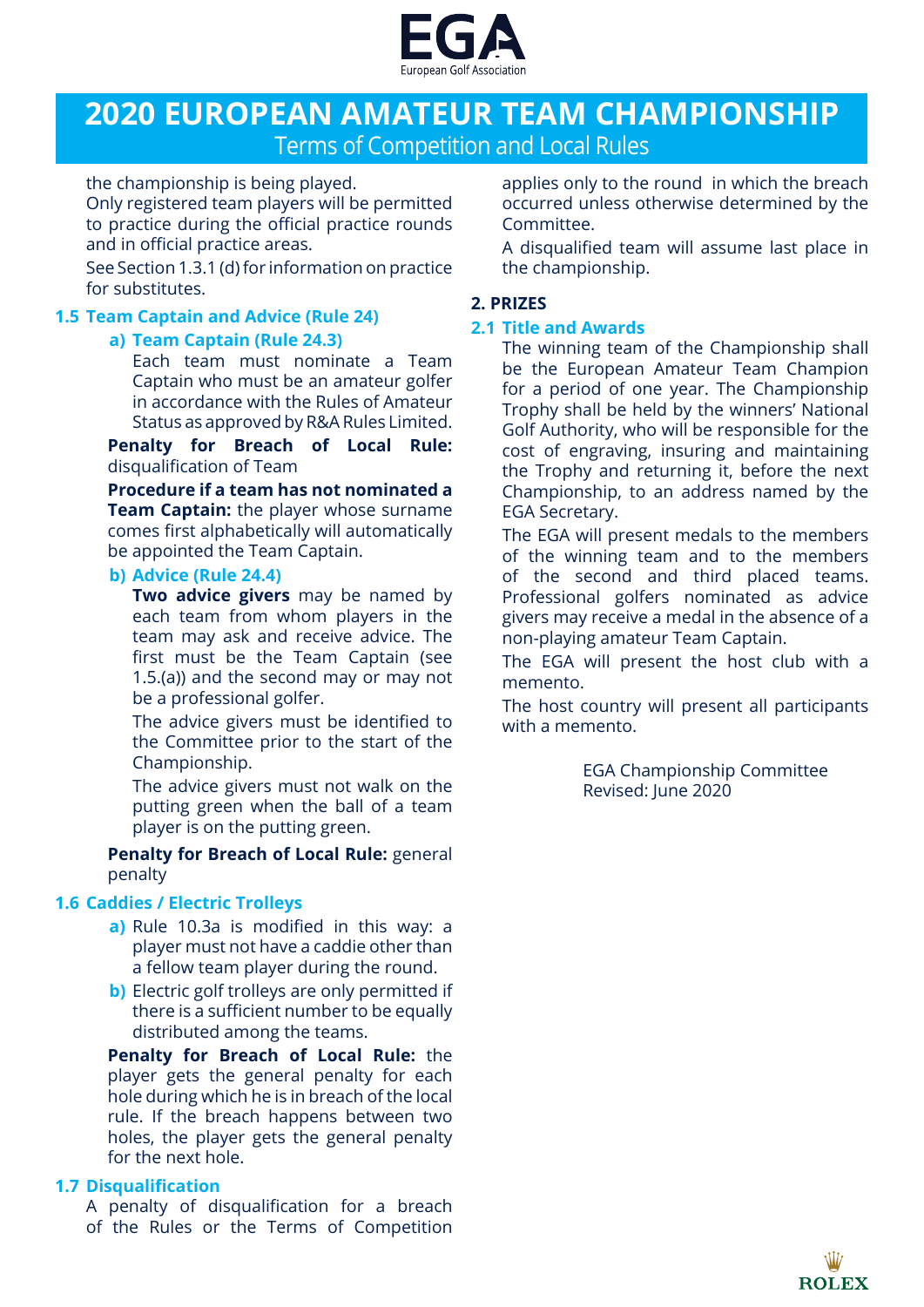the championship is being played.

Only registered team players will be permitted to practice during the official practice rounds and in official practice areas.

See Section 1.3.1 (d) for information on practice for substitutes.

### 1.5 Team Captain and Advice (Rule 24)

#### a) Team Captain (Rule 24.3)

Each team must nominate a Team Captain who must be an amateur golfer in accordance with the Rules of Amateur Status as approved by R&A Rules Limited.

**Penalty for Breach of Local Rule:** disqualification of Team

**Procedure if a team has not nominated a Team Captain:** the player whose surname comes first alphabetically will automatically be appointed the Team Captain.

#### b) Advice (Rule 24.4)

**Two advice givers** may be named by each team from whom players in the team may ask and receive advice. The first must be the Team Captain (see 1.5.(a)) and the second may or may not be a professional golfer.

The advice givers must be identified to the Committee prior to the start of the Championship.

The advice givers must not walk on the putting green when the ball of a team player is on the putting green.

**Penalty for Breach of Local Rule:** general penalty

### 1.6 Caddies / Electric Trolleys

**a)** Rule 10.3a is modified in this way: a player must not have a caddie other than a fellow team player during the round.

**b)** Electric golf trolleys are only permitted if there is a sufficient number to be equally distributed among the teams.

**Penalty for Breach of Local Rule:** the player gets the general penalty for each hole during which he is in breach of the local rule. If the breach happens between two holes, the player gets the general penalty for the next hole.

### 1.7 Disqualification

A penalty of disqualification for a breach of the Rules or the Terms of Competition applies only to the round in which the breach occurred unless otherwise determined by the Committee.

A disqualified team will assume last place in the championship.

## 2. PRIZES

### 2.1 Title and Awards

The winning team of the Championship shall be the European Amateur Team Champion for a period of one year. The Championship Trophy shall be held by the winners' National Golf Authority, who will be responsible for the cost of engraving, insuring and maintaining the Trophy and returning it, before the next Championship, to an address named by the EGA Secretary.

The EGA will present medals to the members of the winning team and to the members of the second and third placed teams. Professional golfers nominated as advice givers may receive a medal in the absence of a non-playing amateur Team Captain.

The EGA will present the host club with a memento.

The host country will present all participants with a memento.

EGA Championship Committee
Revised: June 2020